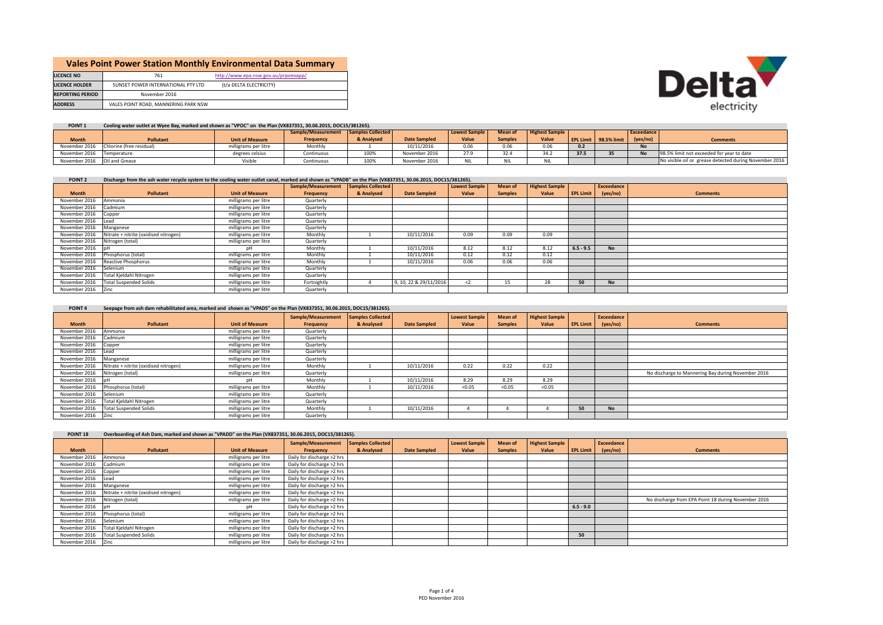# Vales Point Power Station Monthly Environmental Data Summary

| | | |
|---|---|---|
| **LICENCE NO** | 761 | http://www.epa.nsw.gov.au/prpoeoapp/ |
| **LICENCE HOLDER** | SUNSET POWER INTERNATIONAL PTY LTD | (t/a DELTA ELECTRICITY) |
| **REPORTING PERIOD** | November 2016 | |
| **ADDRESS** | VALES POINT ROAD, MANNERING PARK NSW | |

Delta electricity

**POINT 1** Cooling water outlet at Wyee Bay, marked and shown as "VPOC" on the Plan (VX837351, 30.06.2015, DOC15/381265).

| Month | Pollutant | Unit of Measure | Sample/Measurement Frequency | Samples Collected & Analysed | Date Sampled | Lowest Sample Value | Mean of Samples | Highest Sample Value | EPL Limit | 98.5% limit | Exceedance (yes/no) | Comments |
|---|---|---|---|---|---|---|---|---|---|---|---|---|
| November 2016 | Chlorine (free residual) | milligrams per litre | Monthly | 1 | 10/11/2016 | 0.06 | 0.06 | 0.06 | 0.2 | | No | |
| November 2016 | Temperature | degrees celsius | Continuous | 100% | November 2016 | 27.9 | 32.4 | 34.2 | 37.5 | 35 | No | 98.5% limit not exceeded for year to date |
| November 2016 | Oil and Grease | Visible | Continuous | 100% | November 2016 | NIL | NIL | NIL | | | | No visible oil or grease detected during November 2016 |

**POINT 2** Discharge from the ash water recycle system to the cooling water outlet canal, marked and shown as "VPADB" on the Plan (VX837351, 30.06.2015, DOC15/381265).

| Month | Pollutant | Unit of Measure | Sample/Measurement Frequency | Samples Collected & Analysed | Date Sampled | Lowest Sample Value | Mean of Samples | Highest Sample Value | EPL Limit | Exceedance (yes/no) | Comments |
|---|---|---|---|---|---|---|---|---|---|---|---|
| November 2016 | Ammonia | milligrams per litre | Quarterly | | | | | | | | |
| November 2016 | Cadmium | milligrams per litre | Quarterly | | | | | | | | |
| November 2016 | Copper | milligrams per litre | Quarterly | | | | | | | | |
| November 2016 | Lead | milligrams per litre | Quarterly | | | | | | | | |
| November 2016 | Manganese | milligrams per litre | Quarterly | | | | | | | | |
| November 2016 | Nitrate + nitrite (oxidised nitrogen) | milligrams per litre | Monthly | 1 | 10/11/2016 | 0.09 | 0.09 | 0.09 | | | |
| November 2016 | Nitrogen (total) | milligrams per litre | Quarterly | | | | | | | | |
| November 2016 | pH | pH | Monthly | 1 | 10/11/2016 | 8.12 | 8.12 | 8.12 | 6.5 - 9.5 | No | |
| November 2016 | Phosphorus (total) | milligrams per litre | Monthly | 1 | 10/11/2016 | 0.12 | 0.12 | 0.12 | | | |
| November 2016 | Reactive Phosphorus | milligrams per litre | Monthly | 1 | 10/11/2016 | 0.06 | 0.06 | 0.06 | | | |
| November 2016 | Selenium | milligrams per litre | Quarterly | | | | | | | | |
| November 2016 | Total Kjeldahl Nitrogen | milligrams per litre | Quarterly | | | | | | | | |
| November 2016 | Total Suspended Solids | milligrams per litre | Fortnightly | 4 | 9, 10, 22 & 29/11/2016 | <2 | 15 | 28 | 50 | No | |
| November 2016 | Zinc | milligrams per litre | Quarterly | | | | | | | | |

**POINT 4** Seepage from ash dam rehabilitated area, marked and shown as "VPADS" on the Plan (VX837351, 30.06.2015, DOC15/381265).

| Month | Pollutant | Unit of Measure | Sample/Measurement Frequency | Samples Collected & Analysed | Date Sampled | Lowest Sample Value | Mean of Samples | Highest Sample Value | EPL Limit | Exceedance (yes/no) | Comments |
|---|---|---|---|---|---|---|---|---|---|---|---|
| November 2016 | Ammonia | milligrams per litre | Quarterly | | | | | | | | |
| November 2016 | Cadmium | milligrams per litre | Quarterly | | | | | | | | |
| November 2016 | Copper | milligrams per litre | Quarterly | | | | | | | | |
| November 2016 | Lead | milligrams per litre | Quarterly | | | | | | | | |
| November 2016 | Manganese | milligrams per litre | Quarterly | | | | | | | | |
| November 2016 | Nitrate + nitrite (oxidised nitrogen) | milligrams per litre | Monthly | 1 | 10/11/2016 | 0.22 | 0.22 | 0.22 | | | |
| November 2016 | Nitrogen (total) | milligrams per litre | Quarterly | | | | | | | | No discharge to Mannering Bay during November 2016 |
| November 2016 | pH | pH | Monthly | 1 | 10/11/2016 | 8.29 | 8.29 | 8.29 | | | |
| November 2016 | Phosphorus (total) | milligrams per litre | Monthly | 1 | 10/11/2016 | <0.05 | <0.05 | <0.05 | | | |
| November 2016 | Selenium | milligrams per litre | Quarterly | | | | | | | | |
| November 2016 | Total Kjeldahl Nitrogen | milligrams per litre | Quarterly | | | | | | | | |
| November 2016 | Total Suspended Solids | milligrams per litre | Monthly | 1 | 10/11/2016 | 4 | 4 | 4 | 50 | No | |
| November 2016 | Zinc | milligrams per litre | Quarterly | | | | | | | | |

**POINT 18** Overboarding of Ash Dam, marked and shown as "VPADD" on the Plan (VX837351, 30.06.2015, DOC15/381265).

| Month | Pollutant | Unit of Measure | Sample/Measurement Frequency | Samples Collected & Analysed | Date Sampled | Lowest Sample Value | Mean of Samples | Highest Sample Value | EPL Limit | Exceedance (yes/no) | Comments |
|---|---|---|---|---|---|---|---|---|---|---|---|
| November 2016 | Ammonia | milligrams per litre | Daily for discharge >2 hrs | | | | | | | | |
| November 2016 | Cadmium | milligrams per litre | Daily for discharge >2 hrs | | | | | | | | |
| November 2016 | Copper | milligrams per litre | Daily for discharge >2 hrs | | | | | | | | |
| November 2016 | Lead | milligrams per litre | Daily for discharge >2 hrs | | | | | | | | |
| November 2016 | Manganese | milligrams per litre | Daily for discharge >2 hrs | | | | | | | | |
| November 2016 | Nitrate + nitrite (oxidised nitrogen) | milligrams per litre | Daily for discharge >2 hrs | | | | | | | | |
| November 2016 | Nitrogen (total) | milligrams per litre | Daily for discharge >2 hrs | | | | | | | | No discharge from EPA Point 18 during November 2016 |
| November 2016 | pH | pH | Daily for discharge >2 hrs | | | | | | 6.5 - 9.0 | | |
| November 2016 | Phosphorus (total) | milligrams per litre | Daily for discharge >2 hrs | | | | | | | | |
| November 2016 | Selenium | milligrams per litre | Daily for discharge >2 hrs | | | | | | | | |
| November 2016 | Total Kjeldahl Nitrogen | milligrams per litre | Daily for discharge >2 hrs | | | | | | | | |
| November 2016 | Total Suspended Solids | milligrams per litre | Daily for discharge >2 hrs | | | | | | 50 | | |
| November 2016 | Zinc | milligrams per litre | Daily for discharge >2 hrs | | | | | | | | |

PED November 2016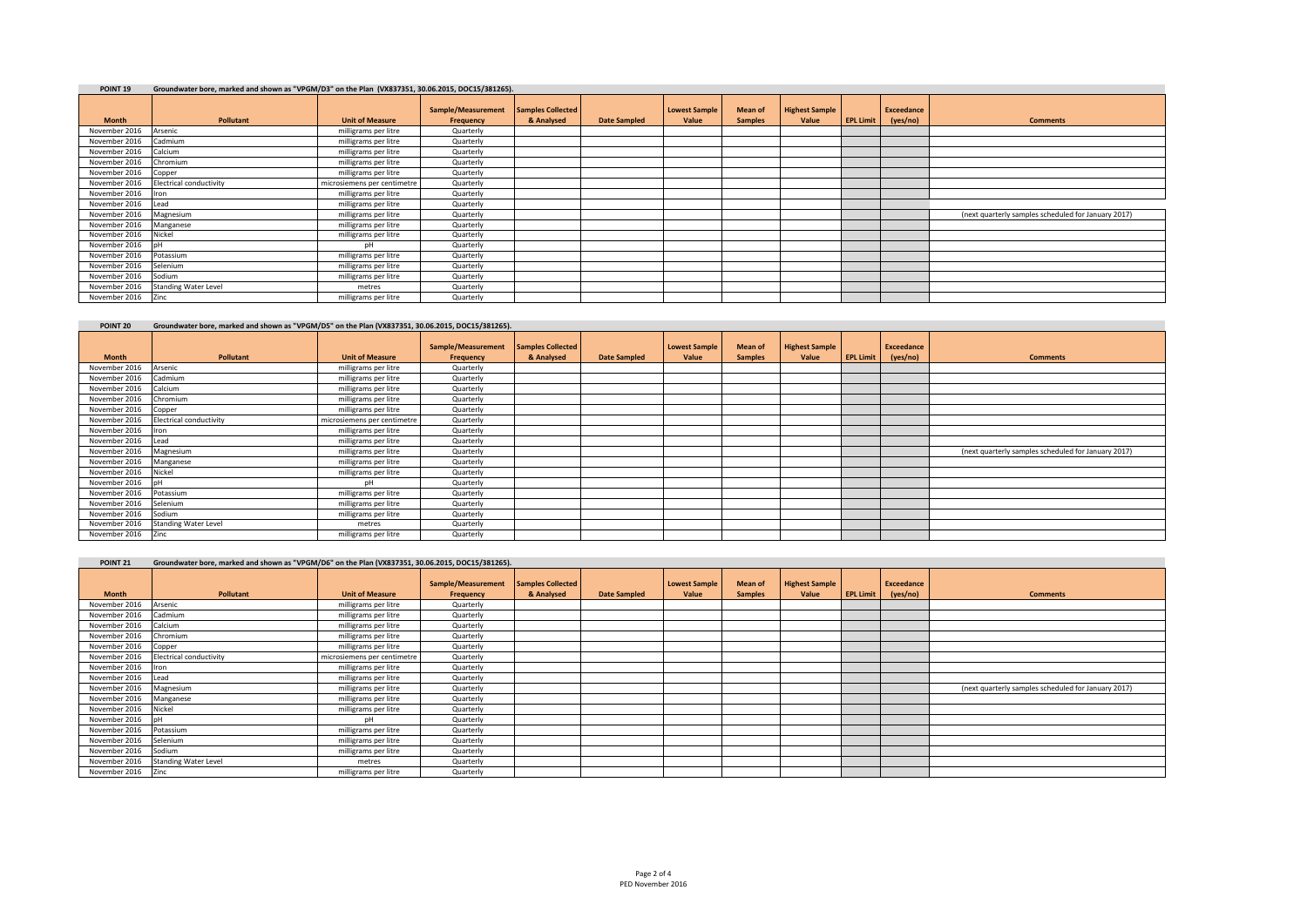**POINT 19** Groundwater bore, marked and shown as "VPGM/D3" on the Plan (VX837351, 30.06.2015, DOC15/381265).

| Month | Pollutant | Unit of Measure | Sample/Measurement Frequency | Samples Collected & Analysed | Date Sampled | Lowest Sample Value | Mean of Samples | Highest Sample Value | EPL Limit | Exceedance (yes/no) | Comments |
|---|---|---|---|---|---|---|---|---|---|---|---|
| November 2016 | Arsenic | milligrams per litre | Quarterly | | | | | | | | |
| November 2016 | Cadmium | milligrams per litre | Quarterly | | | | | | | | |
| November 2016 | Calcium | milligrams per litre | Quarterly | | | | | | | | |
| November 2016 | Chromium | milligrams per litre | Quarterly | | | | | | | | |
| November 2016 | Copper | milligrams per litre | Quarterly | | | | | | | | |
| November 2016 | Electrical conductivity | microsiemens per centimetre | Quarterly | | | | | | | | |
| November 2016 | Iron | milligrams per litre | Quarterly | | | | | | | | |
| November 2016 | Lead | milligrams per litre | Quarterly | | | | | | | | |
| November 2016 | Magnesium | milligrams per litre | Quarterly | | | | | | | | (next quarterly samples scheduled for January 2017) |
| November 2016 | Manganese | milligrams per litre | Quarterly | | | | | | | | |
| November 2016 | Nickel | milligrams per litre | Quarterly | | | | | | | | |
| November 2016 | pH | pH | Quarterly | | | | | | | | |
| November 2016 | Potassium | milligrams per litre | Quarterly | | | | | | | | |
| November 2016 | Selenium | milligrams per litre | Quarterly | | | | | | | | |
| November 2016 | Sodium | milligrams per litre | Quarterly | | | | | | | | |
| November 2016 | Standing Water Level | metres | Quarterly | | | | | | | | |
| November 2016 | Zinc | milligrams per litre | Quarterly | | | | | | | | |

**POINT 20** Groundwater bore, marked and shown as "VPGM/D5" on the Plan (VX837351, 30.06.2015, DOC15/381265).

| Month | Pollutant | Unit of Measure | Sample/Measurement Frequency | Samples Collected & Analysed | Date Sampled | Lowest Sample Value | Mean of Samples | Highest Sample Value | EPL Limit | Exceedance (yes/no) | Comments |
|---|---|---|---|---|---|---|---|---|---|---|---|
| November 2016 | Arsenic | milligrams per litre | Quarterly | | | | | | | | |
| November 2016 | Cadmium | milligrams per litre | Quarterly | | | | | | | | |
| November 2016 | Calcium | milligrams per litre | Quarterly | | | | | | | | |
| November 2016 | Chromium | milligrams per litre | Quarterly | | | | | | | | |
| November 2016 | Copper | milligrams per litre | Quarterly | | | | | | | | |
| November 2016 | Electrical conductivity | microsiemens per centimetre | Quarterly | | | | | | | | |
| November 2016 | Iron | milligrams per litre | Quarterly | | | | | | | | |
| November 2016 | Lead | milligrams per litre | Quarterly | | | | | | | | |
| November 2016 | Magnesium | milligrams per litre | Quarterly | | | | | | | | (next quarterly samples scheduled for January 2017) |
| November 2016 | Manganese | milligrams per litre | Quarterly | | | | | | | | |
| November 2016 | Nickel | milligrams per litre | Quarterly | | | | | | | | |
| November 2016 | pH | pH | Quarterly | | | | | | | | |
| November 2016 | Potassium | milligrams per litre | Quarterly | | | | | | | | |
| November 2016 | Selenium | milligrams per litre | Quarterly | | | | | | | | |
| November 2016 | Sodium | milligrams per litre | Quarterly | | | | | | | | |
| November 2016 | Standing Water Level | metres | Quarterly | | | | | | | | |
| November 2016 | Zinc | milligrams per litre | Quarterly | | | | | | | | |

**POINT 21** Groundwater bore, marked and shown as "VPGM/D6" on the Plan (VX837351, 30.06.2015, DOC15/381265).

| Month | Pollutant | Unit of Measure | Sample/Measurement Frequency | Samples Collected & Analysed | Date Sampled | Lowest Sample Value | Mean of Samples | Highest Sample Value | EPL Limit | Exceedance (yes/no) | Comments |
|---|---|---|---|---|---|---|---|---|---|---|---|
| November 2016 | Arsenic | milligrams per litre | Quarterly | | | | | | | | |
| November 2016 | Cadmium | milligrams per litre | Quarterly | | | | | | | | |
| November 2016 | Calcium | milligrams per litre | Quarterly | | | | | | | | |
| November 2016 | Chromium | milligrams per litre | Quarterly | | | | | | | | |
| November 2016 | Copper | milligrams per litre | Quarterly | | | | | | | | |
| November 2016 | Electrical conductivity | microsiemens per centimetre | Quarterly | | | | | | | | |
| November 2016 | Iron | milligrams per litre | Quarterly | | | | | | | | |
| November 2016 | Lead | milligrams per litre | Quarterly | | | | | | | | |
| November 2016 | Magnesium | milligrams per litre | Quarterly | | | | | | | | (next quarterly samples scheduled for January 2017) |
| November 2016 | Manganese | milligrams per litre | Quarterly | | | | | | | | |
| November 2016 | Nickel | milligrams per litre | Quarterly | | | | | | | | |
| November 2016 | pH | pH | Quarterly | | | | | | | | |
| November 2016 | Potassium | milligrams per litre | Quarterly | | | | | | | | |
| November 2016 | Selenium | milligrams per litre | Quarterly | | | | | | | | |
| November 2016 | Sodium | milligrams per litre | Quarterly | | | | | | | | |
| November 2016 | Standing Water Level | metres | Quarterly | | | | | | | | |
| November 2016 | Zinc | milligrams per litre | Quarterly | | | | | | | | |

PED November 2016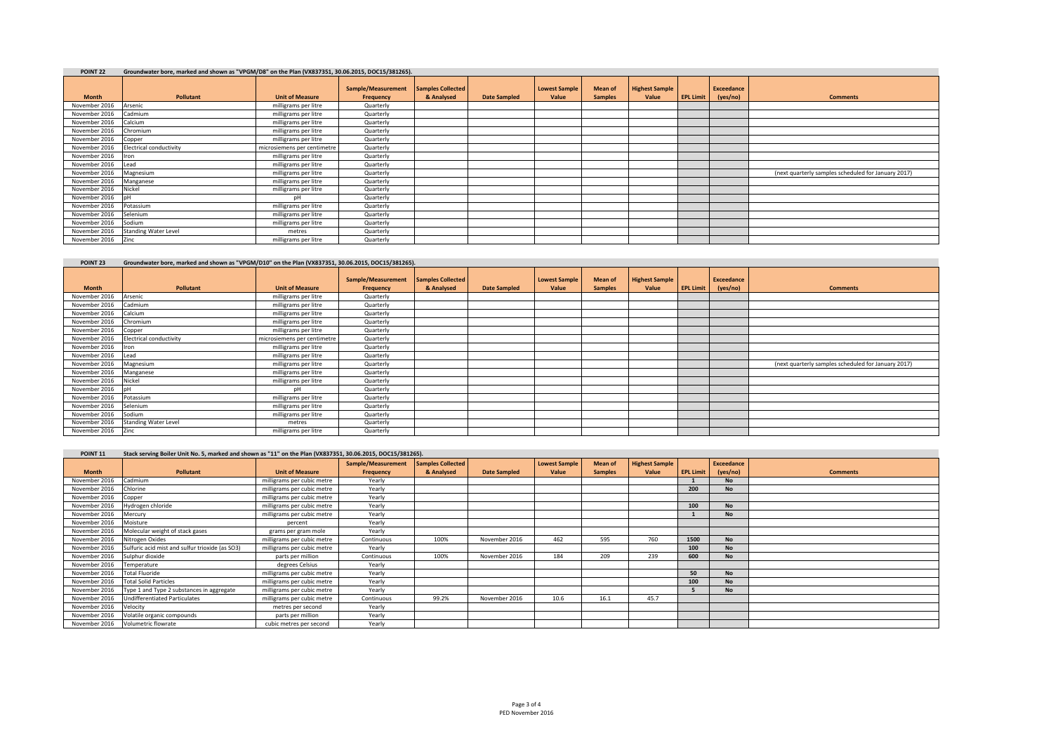**POINT 22** Groundwater bore, marked and shown as "VPGM/D8" on the Plan (VX837351, 30.06.2015, DOC15/381265).

| Month | Pollutant | Unit of Measure | Sample/Measurement Frequency | Samples Collected & Analysed | Date Sampled | Lowest Sample Value | Mean of Samples | Highest Sample Value | EPL Limit | Exceedance (yes/no) | Comments |
|---|---|---|---|---|---|---|---|---|---|---|---|
| November 2016 | Arsenic | milligrams per litre | Quarterly | | | | | | | | |
| November 2016 | Cadmium | milligrams per litre | Quarterly | | | | | | | | |
| November 2016 | Calcium | milligrams per litre | Quarterly | | | | | | | | |
| November 2016 | Chromium | milligrams per litre | Quarterly | | | | | | | | |
| November 2016 | Copper | milligrams per litre | Quarterly | | | | | | | | |
| November 2016 | Electrical conductivity | microsiemens per centimetre | Quarterly | | | | | | | | |
| November 2016 | Iron | milligrams per litre | Quarterly | | | | | | | | |
| November 2016 | Lead | milligrams per litre | Quarterly | | | | | | | | |
| November 2016 | Magnesium | milligrams per litre | Quarterly | | | | | | | | (next quarterly samples scheduled for January 2017) |
| November 2016 | Manganese | milligrams per litre | Quarterly | | | | | | | | |
| November 2016 | Nickel | milligrams per litre | Quarterly | | | | | | | | |
| November 2016 | pH | pH | Quarterly | | | | | | | | |
| November 2016 | Potassium | milligrams per litre | Quarterly | | | | | | | | |
| November 2016 | Selenium | milligrams per litre | Quarterly | | | | | | | | |
| November 2016 | Sodium | milligrams per litre | Quarterly | | | | | | | | |
| November 2016 | Standing Water Level | metres | Quarterly | | | | | | | | |
| November 2016 | Zinc | milligrams per litre | Quarterly | | | | | | | | |

**POINT 23** Groundwater bore, marked and shown as "VPGM/D10" on the Plan (VX837351, 30.06.2015, DOC15/381265).

| Month | Pollutant | Unit of Measure | Sample/Measurement Frequency | Samples Collected & Analysed | Date Sampled | Lowest Sample Value | Mean of Samples | Highest Sample Value | EPL Limit | Exceedance (yes/no) | Comments |
|---|---|---|---|---|---|---|---|---|---|---|---|
| November 2016 | Arsenic | milligrams per litre | Quarterly | | | | | | | | |
| November 2016 | Cadmium | milligrams per litre | Quarterly | | | | | | | | |
| November 2016 | Calcium | milligrams per litre | Quarterly | | | | | | | | |
| November 2016 | Chromium | milligrams per litre | Quarterly | | | | | | | | |
| November 2016 | Copper | milligrams per litre | Quarterly | | | | | | | | |
| November 2016 | Electrical conductivity | microsiemens per centimetre | Quarterly | | | | | | | | |
| November 2016 | Iron | milligrams per litre | Quarterly | | | | | | | | |
| November 2016 | Lead | milligrams per litre | Quarterly | | | | | | | | |
| November 2016 | Magnesium | milligrams per litre | Quarterly | | | | | | | | (next quarterly samples scheduled for January 2017) |
| November 2016 | Manganese | milligrams per litre | Quarterly | | | | | | | | |
| November 2016 | Nickel | milligrams per litre | Quarterly | | | | | | | | |
| November 2016 | pH | pH | Quarterly | | | | | | | | |
| November 2016 | Potassium | milligrams per litre | Quarterly | | | | | | | | |
| November 2016 | Selenium | milligrams per litre | Quarterly | | | | | | | | |
| November 2016 | Sodium | milligrams per litre | Quarterly | | | | | | | | |
| November 2016 | Standing Water Level | metres | Quarterly | | | | | | | | |
| November 2016 | Zinc | milligrams per litre | Quarterly | | | | | | | | |

**POINT 11** Stack serving Boiler Unit No. 5, marked and shown as "11" on the Plan (VX837351, 30.06.2015, DOC15/381265).

| Month | Pollutant | Unit of Measure | Sample/Measurement Frequency | Samples Collected & Analysed | Date Sampled | Lowest Sample Value | Mean of Samples | Highest Sample Value | EPL Limit | Exceedance (yes/no) | Comments |
|---|---|---|---|---|---|---|---|---|---|---|---|
| November 2016 | Cadmium | milligrams per cubic metre | Yearly | | | | | | 1 | No | |
| November 2016 | Chlorine | milligrams per cubic metre | Yearly | | | | | | 200 | No | |
| November 2016 | Copper | milligrams per cubic metre | Yearly | | | | | | | | |
| November 2016 | Hydrogen chloride | milligrams per cubic metre | Yearly | | | | | | 100 | No | |
| November 2016 | Mercury | milligrams per cubic metre | Yearly | | | | | | 1 | No | |
| November 2016 | Moisture | percent | Yearly | | | | | | | | |
| November 2016 | Molecular weight of stack gases | grams per gram mole | Yearly | | | | | | | | |
| November 2016 | Nitrogen Oxides | milligrams per cubic metre | Continuous | 100% | November 2016 | 462 | 595 | 760 | 1500 | No | |
| November 2016 | Sulfuric acid mist and sulfur trioxide (as SO3) | milligrams per cubic metre | Yearly | | | | | | 100 | No | |
| November 2016 | Sulphur dioxide | parts per million | Continuous | 100% | November 2016 | 184 | 209 | 239 | 600 | No | |
| November 2016 | Temperature | degrees Celsius | Yearly | | | | | | | | |
| November 2016 | Total Fluoride | milligrams per cubic metre | Yearly | | | | | | 50 | No | |
| November 2016 | Total Solid Particles | milligrams per cubic metre | Yearly | | | | | | 100 | No | |
| November 2016 | Type 1 and Type 2 substances in aggregate | milligrams per cubic metre | Yearly | | | | | | 5 | No | |
| November 2016 | Undifferentiated Particulates | milligrams per cubic metre | Continuous | 99.2% | November 2016 | 10.6 | 16.1 | 45.7 | | | |
| November 2016 | Velocity | metres per second | Yearly | | | | | | | | |
| November 2016 | Volatile organic compounds | parts per million | Yearly | | | | | | | | |
| November 2016 | Volumetric flowrate | cubic metres per second | Yearly | | | | | | | | |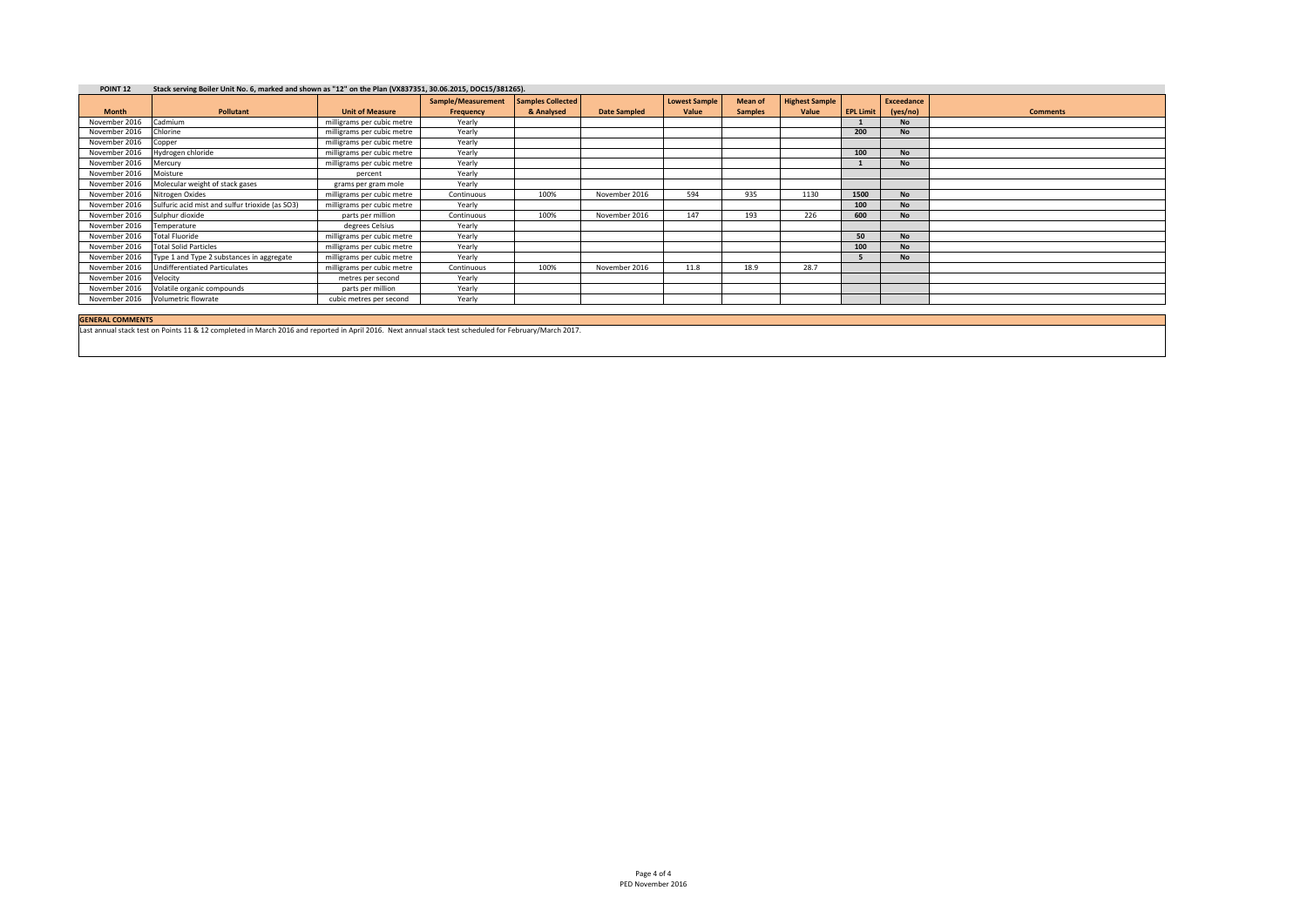**POINT 12** Stack serving Boiler Unit No. 6, marked and shown as "12" on the Plan (VX837351, 30.06.2015, DOC15/381265).

| Month | Pollutant | Unit of Measure | Sample/Measurement Frequency | Samples Collected & Analysed | Date Sampled | Lowest Sample Value | Mean of Samples | Highest Sample Value | EPL Limit | Exceedance (yes/no) | Comments |
|---|---|---|---|---|---|---|---|---|---|---|---|
| November 2016 | Cadmium | milligrams per cubic metre | Yearly | | | | | | 1 | No | |
| November 2016 | Chlorine | milligrams per cubic metre | Yearly | | | | | | 200 | No | |
| November 2016 | Copper | milligrams per cubic metre | Yearly | | | | | | | | |
| November 2016 | Hydrogen chloride | milligrams per cubic metre | Yearly | | | | | | 100 | No | |
| November 2016 | Mercury | milligrams per cubic metre | Yearly | | | | | | 1 | No | |
| November 2016 | Moisture | percent | Yearly | | | | | | | | |
| November 2016 | Molecular weight of stack gases | grams per gram mole | Yearly | | | | | | | | |
| November 2016 | Nitrogen Oxides | milligrams per cubic metre | Continuous | 100% | November 2016 | 594 | 935 | 1130 | 1500 | No | |
| November 2016 | Sulfuric acid mist and sulfur trioxide (as SO3) | milligrams per cubic metre | Yearly | | | | | | 100 | No | |
| November 2016 | Sulphur dioxide | parts per million | Continuous | 100% | November 2016 | 147 | 193 | 226 | 600 | No | |
| November 2016 | Temperature | degrees Celsius | Yearly | | | | | | | | |
| November 2016 | Total Fluoride | milligrams per cubic metre | Yearly | | | | | | 50 | No | |
| November 2016 | Total Solid Particles | milligrams per cubic metre | Yearly | | | | | | 100 | No | |
| November 2016 | Type 1 and Type 2 substances in aggregate | milligrams per cubic metre | Yearly | | | | | | 5 | No | |
| November 2016 | Undifferentiated Particulates | milligrams per cubic metre | Continuous | 100% | November 2016 | 11.8 | 18.9 | 28.7 | | | |
| November 2016 | Velocity | metres per second | Yearly | | | | | | | | |
| November 2016 | Volatile organic compounds | parts per million | Yearly | | | | | | | | |
| November 2016 | Volumetric flowrate | cubic metres per second | Yearly | | | | | | | | |

**GENERAL COMMENTS**

Last annual stack test on Points 11 & 12 completed in March 2016 and reported in April 2016. Next annual stack test scheduled for February/March 2017.

PED November 2016